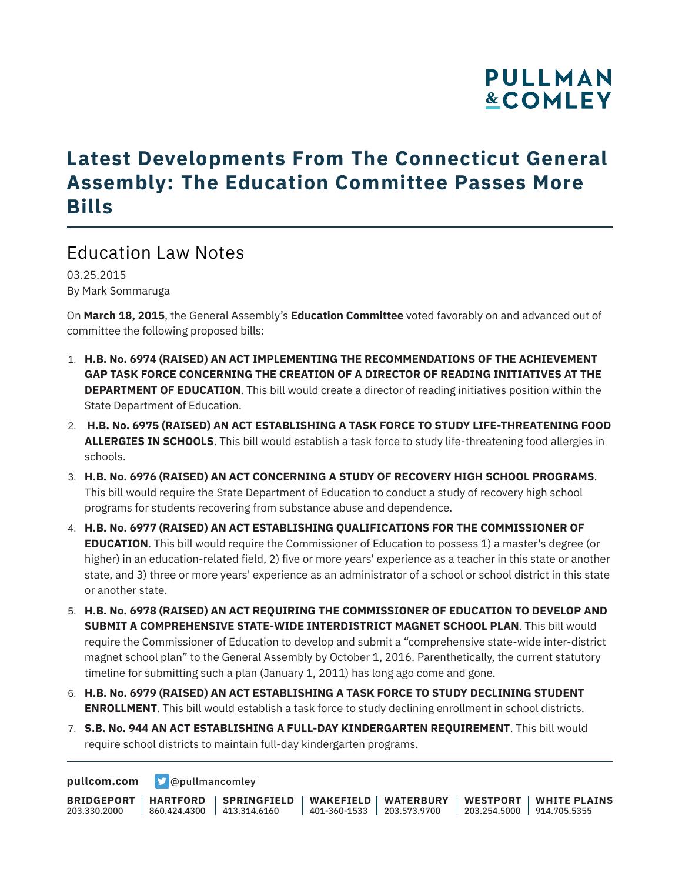# Latest Developments From The Connecticut General Assembly: The Education Committee Passes More Bills

## Education Law Notes

03.25.2015
By Mark Sommaruga

On **March 18, 2015**, the General Assembly's **Education Committee** voted favorably on and advanced out of committee the following proposed bills:

1. **H.B. No. 6974 (RAISED) AN ACT IMPLEMENTING THE RECOMMENDATIONS OF THE ACHIEVEMENT GAP TASK FORCE CONCERNING THE CREATION OF A DIRECTOR OF READING INITIATIVES AT THE DEPARTMENT OF EDUCATION**. This bill would create a director of reading initiatives position within the State Department of Education.
2. **H.B. No. 6975 (RAISED) AN ACT ESTABLISHING A TASK FORCE TO STUDY LIFE-THREATENING FOOD ALLERGIES IN SCHOOLS**. This bill would establish a task force to study life-threatening food allergies in schools.
3. **H.B. No. 6976 (RAISED) AN ACT CONCERNING A STUDY OF RECOVERY HIGH SCHOOL PROGRAMS**. This bill would require the State Department of Education to conduct a study of recovery high school programs for students recovering from substance abuse and dependence.
4. **H.B. No. 6977 (RAISED) AN ACT ESTABLISHING QUALIFICATIONS FOR THE COMMISSIONER OF EDUCATION**. This bill would require the Commissioner of Education to possess 1) a master's degree (or higher) in an education-related field, 2) five or more years' experience as a teacher in this state or another state, and 3) three or more years' experience as an administrator of a school or school district in this state or another state.
5. **H.B. No. 6978 (RAISED) AN ACT REQUIRING THE COMMISSIONER OF EDUCATION TO DEVELOP AND SUBMIT A COMPREHENSIVE STATE-WIDE INTERDISTRICT MAGNET SCHOOL PLAN**. This bill would require the Commissioner of Education to develop and submit a "comprehensive state-wide inter-district magnet school plan" to the General Assembly by October 1, 2016. Parenthetically, the current statutory timeline for submitting such a plan (January 1, 2011) has long ago come and gone.
6. **H.B. No. 6979 (RAISED) AN ACT ESTABLISHING A TASK FORCE TO STUDY DECLINING STUDENT ENROLLMENT**. This bill would establish a task force to study declining enrollment in school districts.
7. **S.B. No. 944 AN ACT ESTABLISHING A FULL-DAY KINDERGARTEN REQUIREMENT**. This bill would require school districts to maintain full-day kindergarten programs.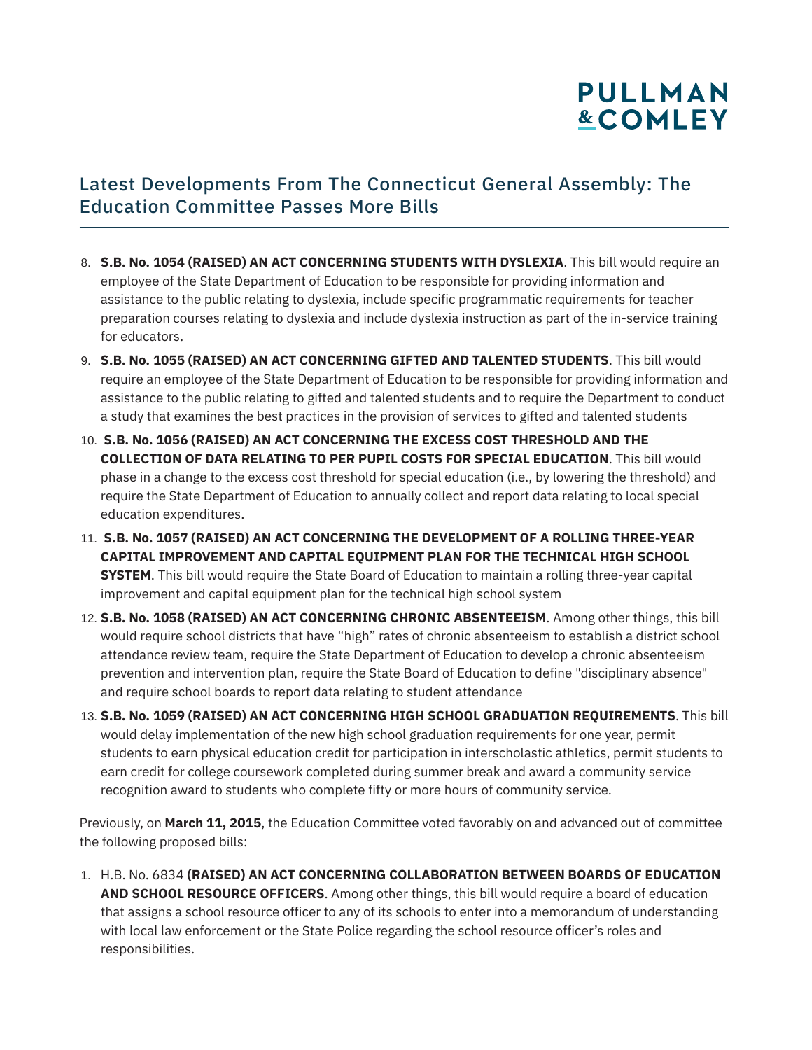## Latest Developments From The Connecticut General Assembly: The Education Committee Passes More Bills

8. **S.B. No. 1054 (RAISED) AN ACT CONCERNING STUDENTS WITH DYSLEXIA**. This bill would require an employee of the State Department of Education to be responsible for providing information and assistance to the public relating to dyslexia, include specific programmatic requirements for teacher preparation courses relating to dyslexia and include dyslexia instruction as part of the in-service training for educators.
9. **S.B. No. 1055 (RAISED) AN ACT CONCERNING GIFTED AND TALENTED STUDENTS**. This bill would require an employee of the State Department of Education to be responsible for providing information and assistance to the public relating to gifted and talented students and to require the Department to conduct a study that examines the best practices in the provision of services to gifted and talented students
10. **S.B. No. 1056 (RAISED) AN ACT CONCERNING THE EXCESS COST THRESHOLD AND THE COLLECTION OF DATA RELATING TO PER PUPIL COSTS FOR SPECIAL EDUCATION**. This bill would phase in a change to the excess cost threshold for special education (i.e., by lowering the threshold) and require the State Department of Education to annually collect and report data relating to local special education expenditures.
11. **S.B. No. 1057 (RAISED) AN ACT CONCERNING THE DEVELOPMENT OF A ROLLING THREE-YEAR CAPITAL IMPROVEMENT AND CAPITAL EQUIPMENT PLAN FOR THE TECHNICAL HIGH SCHOOL SYSTEM**. This bill would require the State Board of Education to maintain a rolling three-year capital improvement and capital equipment plan for the technical high school system
12. **S.B. No. 1058 (RAISED) AN ACT CONCERNING CHRONIC ABSENTEEISM**. Among other things, this bill would require school districts that have "high" rates of chronic absenteeism to establish a district school attendance review team, require the State Department of Education to develop a chronic absenteeism prevention and intervention plan, require the State Board of Education to define "disciplinary absence" and require school boards to report data relating to student attendance
13. **S.B. No. 1059 (RAISED) AN ACT CONCERNING HIGH SCHOOL GRADUATION REQUIREMENTS**. This bill would delay implementation of the new high school graduation requirements for one year, permit students to earn physical education credit for participation in interscholastic athletics, permit students to earn credit for college coursework completed during summer break and award a community service recognition award to students who complete fifty or more hours of community service.

Previously, on **March 11, 2015**, the Education Committee voted favorably on and advanced out of committee the following proposed bills:

1. H.B. No. 6834 **(RAISED) AN ACT CONCERNING COLLABORATION BETWEEN BOARDS OF EDUCATION AND SCHOOL RESOURCE OFFICERS**. Among other things, this bill would require a board of education that assigns a school resource officer to any of its schools to enter into a memorandum of understanding with local law enforcement or the State Police regarding the school resource officer's roles and responsibilities.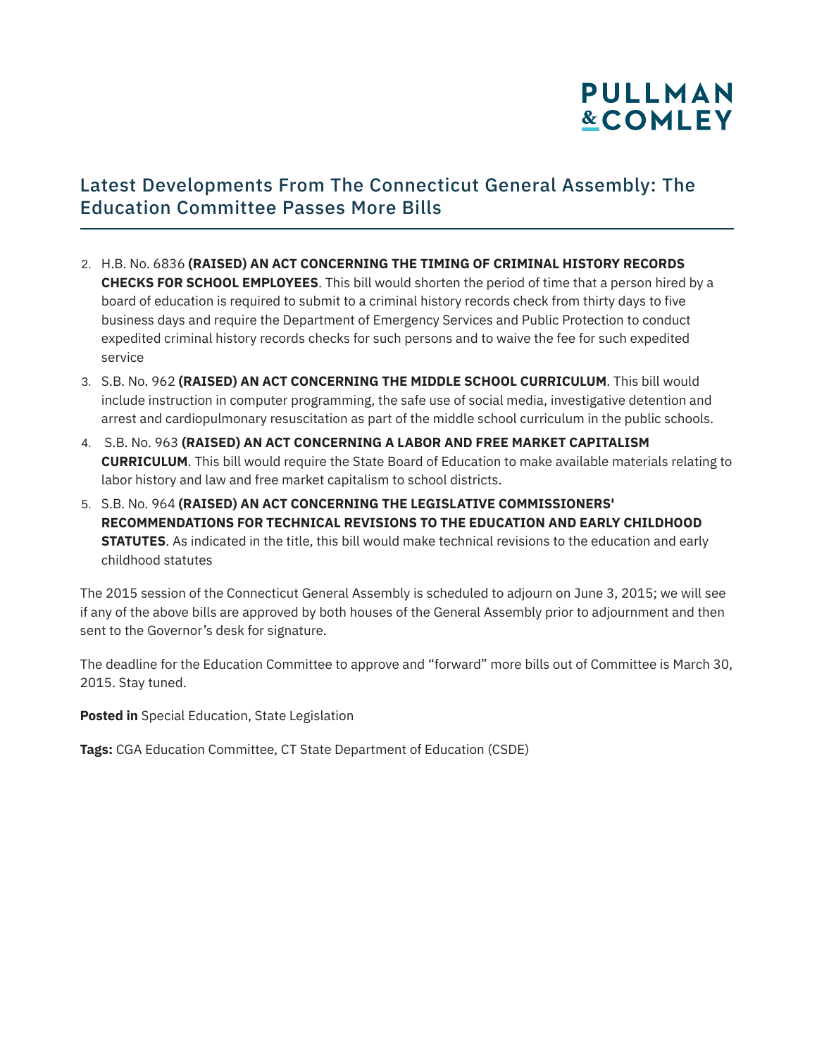# Latest Developments From The Connecticut General Assembly: The Education Committee Passes More Bills

2. H.B. No. 6836 **(RAISED) AN ACT CONCERNING THE TIMING OF CRIMINAL HISTORY RECORDS CHECKS FOR SCHOOL EMPLOYEES**. This bill would shorten the period of time that a person hired by a board of education is required to submit to a criminal history records check from thirty days to five business days and require the Department of Emergency Services and Public Protection to conduct expedited criminal history records checks for such persons and to waive the fee for such expedited service
3. S.B. No. 962 **(RAISED) AN ACT CONCERNING THE MIDDLE SCHOOL CURRICULUM**. This bill would include instruction in computer programming, the safe use of social media, investigative detention and arrest and cardiopulmonary resuscitation as part of the middle school curriculum in the public schools.
4. S.B. No. 963 **(RAISED) AN ACT CONCERNING A LABOR AND FREE MARKET CAPITALISM CURRICULUM**. This bill would require the State Board of Education to make available materials relating to labor history and law and free market capitalism to school districts.
5. S.B. No. 964 **(RAISED) AN ACT CONCERNING THE LEGISLATIVE COMMISSIONERS' RECOMMENDATIONS FOR TECHNICAL REVISIONS TO THE EDUCATION AND EARLY CHILDHOOD STATUTES**. As indicated in the title, this bill would make technical revisions to the education and early childhood statutes

The 2015 session of the Connecticut General Assembly is scheduled to adjourn on June 3, 2015; we will see if any of the above bills are approved by both houses of the General Assembly prior to adjournment and then sent to the Governor's desk for signature.

The deadline for the Education Committee to approve and "forward" more bills out of Committee is March 30, 2015. Stay tuned.

**Posted in** Special Education, State Legislation

**Tags:** CGA Education Committee, CT State Department of Education (CSDE)